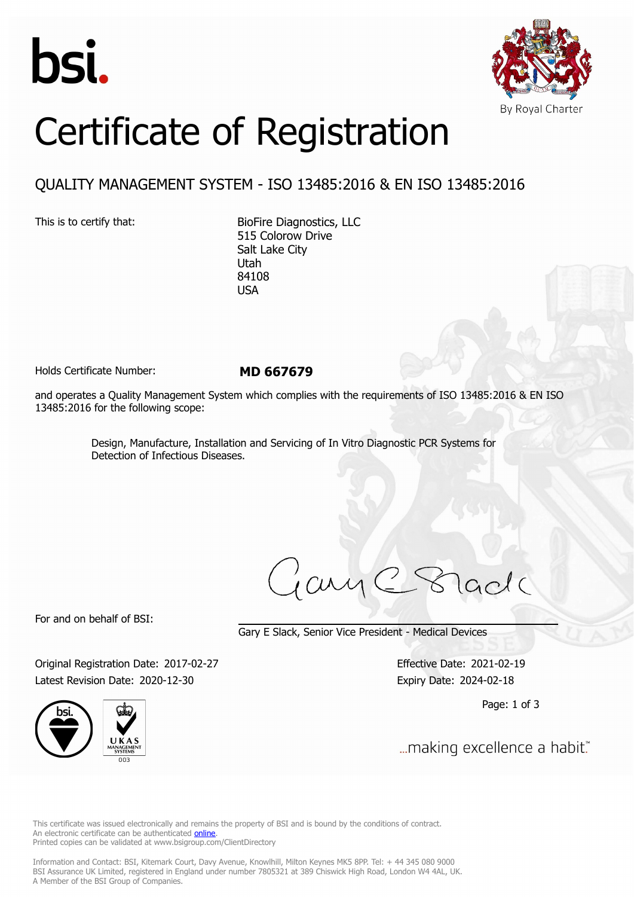bsi.

By Royal Charter

# Certificate of Registration

## QUALITY MANAGEMENT SYSTEM - ISO 13485:2016 & EN ISO 13485:2016

This is to certify that:

BioFire Diagnostics, LLC
515 Colorow Drive
Salt Lake City
Utah
84108
USA

Holds Certificate Number: **MD 667679**

and operates a Quality Management System which complies with the requirements of ISO 13485:2016 & EN ISO 13485:2016 for the following scope:

> Design, Manufacture, Installation and Servicing of In Vitro Diagnostic PCR Systems for Detection of Infectious Diseases.

For and on behalf of BSI:

Gary E Slack, Senior Vice President - Medical Devices

Original Registration Date: 2017-02-27
Latest Revision Date: 2020-12-30

Effective Date: 2021-02-19
Expiry Date: 2024-02-18

...making excellence a habit.™

This certificate was issued electronically and remains the property of BSI and is bound by the conditions of contract.
An electronic certificate can be authenticated online.
Printed copies can be validated at www.bsigroup.com/ClientDirectory

Information and Contact: BSI, Kitemark Court, Davy Avenue, Knowlhill, Milton Keynes MK5 8PP. Tel: + 44 345 080 9000
BSI Assurance UK Limited, registered in England under number 7805321 at 389 Chiswick High Road, London W4 4AL, UK.
A Member of the BSI Group of Companies.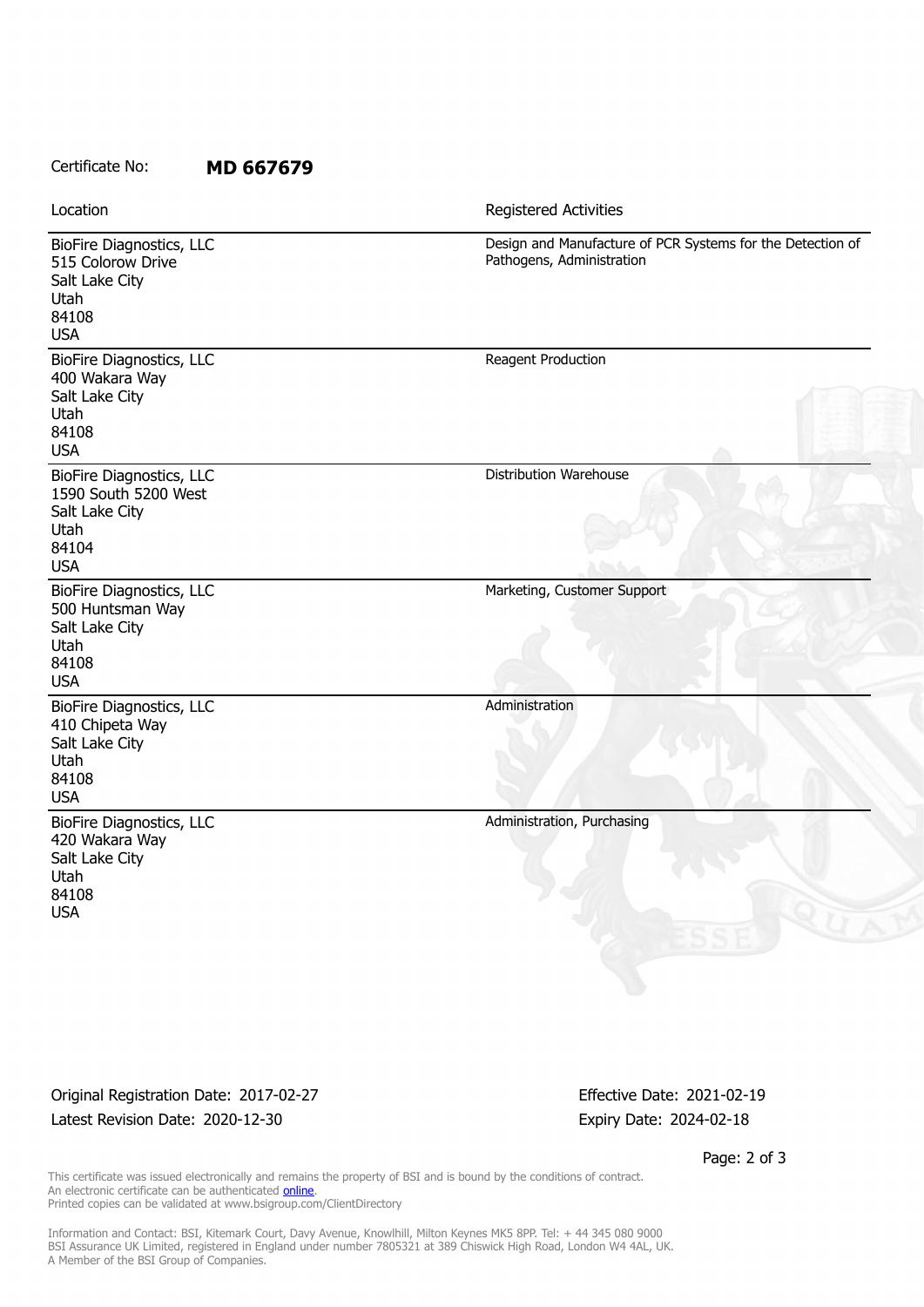Certificate No: **MD 667679**

| Location | Registered Activities |
| --- | --- |
| BioFire Diagnostics, LLC<br>515 Colorow Drive<br>Salt Lake City<br>Utah<br>84108<br>USA | Design and Manufacture of PCR Systems for the Detection of Pathogens, Administration |
| BioFire Diagnostics, LLC<br>400 Wakara Way<br>Salt Lake City<br>Utah<br>84108<br>USA | Reagent Production |
| BioFire Diagnostics, LLC<br>1590 South 5200 West<br>Salt Lake City<br>Utah<br>84104<br>USA | Distribution Warehouse |
| BioFire Diagnostics, LLC<br>500 Huntsman Way<br>Salt Lake City<br>Utah<br>84108<br>USA | Marketing, Customer Support |
| BioFire Diagnostics, LLC<br>410 Chipeta Way<br>Salt Lake City<br>Utah<br>84108<br>USA | Administration |
| BioFire Diagnostics, LLC<br>420 Wakara Way<br>Salt Lake City<br>Utah<br>84108<br>USA | Administration, Purchasing |

Original Registration Date: 2017-02-27

Latest Revision Date: 2020-12-30

Effective Date: 2021-02-19

Expiry Date: 2024-02-18

This certificate was issued electronically and remains the property of BSI and is bound by the conditions of contract.
An electronic certificate can be authenticated online.
Printed copies can be validated at www.bsigroup.com/ClientDirectory

Information and Contact: BSI, Kitemark Court, Davy Avenue, Knowlhill, Milton Keynes MK5 8PP. Tel: + 44 345 080 9000
BSI Assurance UK Limited, registered in England under number 7805321 at 389 Chiswick High Road, London W4 4AL, UK.
A Member of the BSI Group of Companies.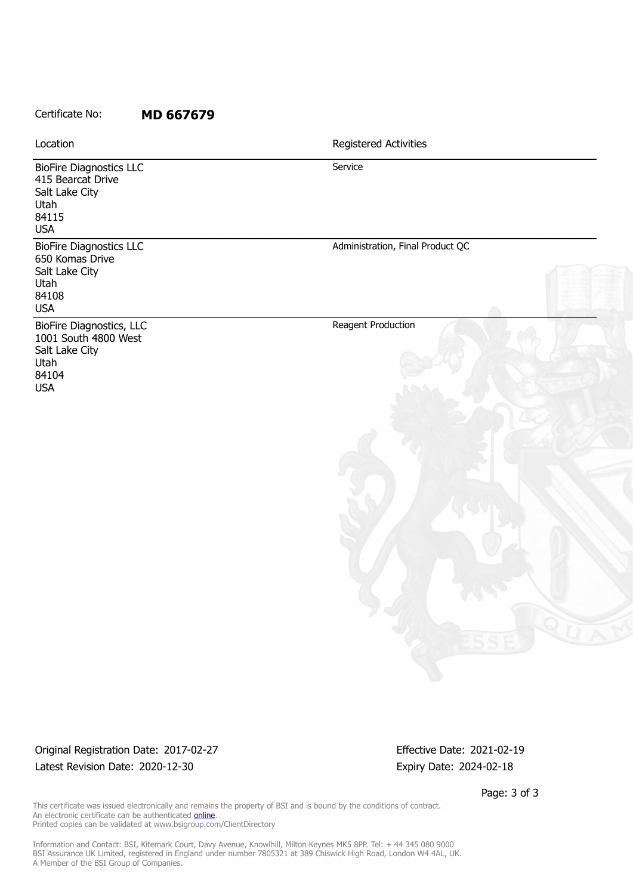Certificate No: **MD 667679**

| Location | Registered Activities |
| --- | --- |
| BioFire Diagnostics LLC<br>415 Bearcat Drive<br>Salt Lake City<br>Utah<br>84115<br>USA | Service |
| BioFire Diagnostics LLC<br>650 Komas Drive<br>Salt Lake City<br>Utah<br>84108<br>USA | Administration, Final Product QC |
| BioFire Diagnostics, LLC<br>1001 South 4800 West<br>Salt Lake City<br>Utah<br>84104<br>USA | Reagent Production |

Original Registration Date: 2017-02-27

Latest Revision Date: 2020-12-30

Effective Date: 2021-02-19

Expiry Date: 2024-02-18

This certificate was issued electronically and remains the property of BSI and is bound by the conditions of contract.
An electronic certificate can be authenticated online.
Printed copies can be validated at www.bsigroup.com/ClientDirectory

Information and Contact: BSI, Kitemark Court, Davy Avenue, Knowlhill, Milton Keynes MK5 8PP. Tel: + 44 345 080 9000
BSI Assurance UK Limited, registered in England under number 7805321 at 389 Chiswick High Road, London W4 4AL, UK.
A Member of the BSI Group of Companies.